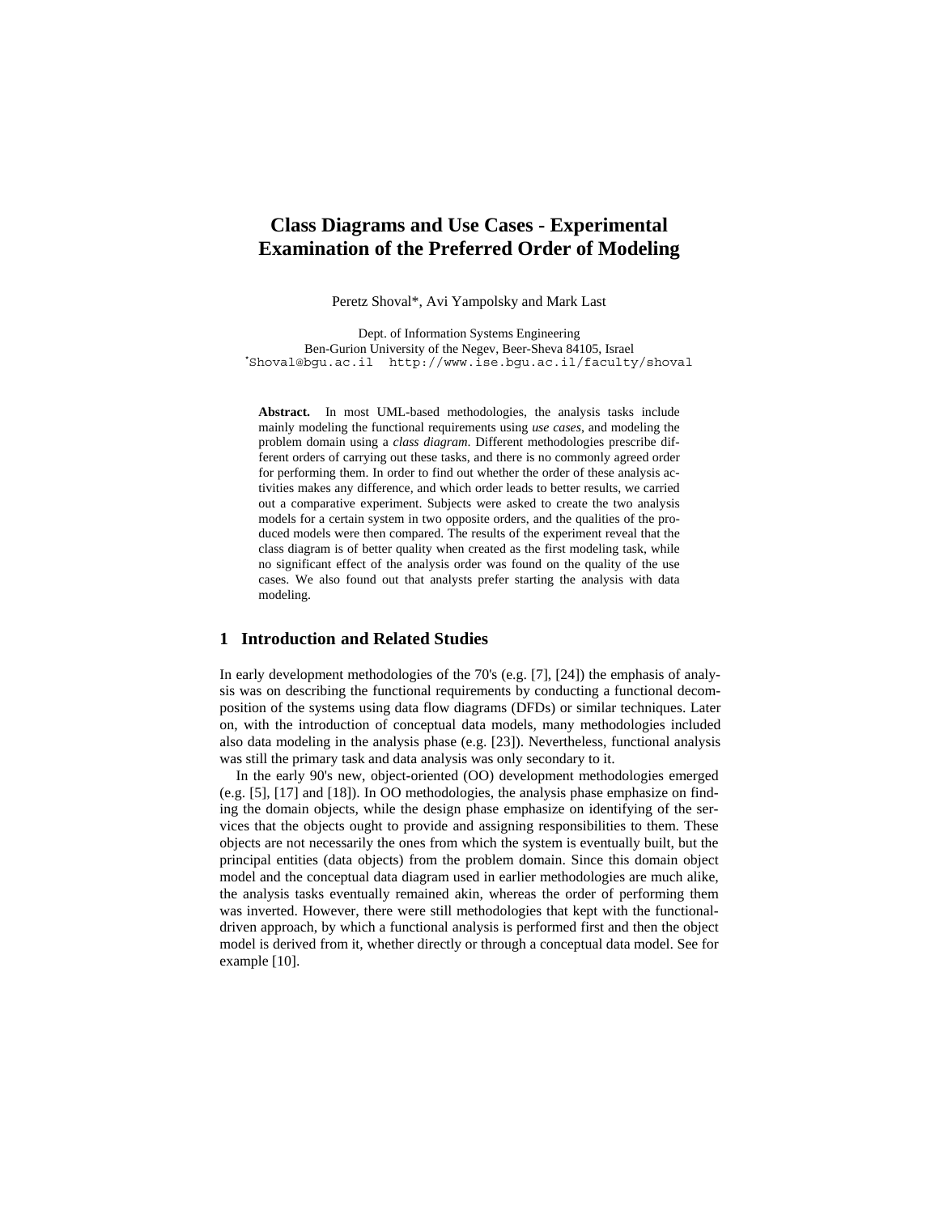# Class Diagrams and Use Cases - Experimental Examination of the Preferred Order of Modeling

Peretz Shoval*, Avi Yampolsky and Mark Last

Dept. of Information Systems Engineering
Ben-Gurion University of the Negev, Beer-Sheva 84105, Israel
*Shoval@bgu.ac.il http://www.ise.bgu.ac.il/faculty/shoval

**Abstract.** In most UML-based methodologies, the analysis tasks include mainly modeling the functional requirements using *use cases*, and modeling the problem domain using a *class diagram*. Different methodologies prescribe different orders of carrying out these tasks, and there is no commonly agreed order for performing them. In order to find out whether the order of these analysis activities makes any difference, and which order leads to better results, we carried out a comparative experiment. Subjects were asked to create the two analysis models for a certain system in two opposite orders, and the qualities of the produced models were then compared. The results of the experiment reveal that the class diagram is of better quality when created as the first modeling task, while no significant effect of the analysis order was found on the quality of the use cases. We also found out that analysts prefer starting the analysis with data modeling.

## 1 Introduction and Related Studies

In early development methodologies of the 70's (e.g. [7], [24]) the emphasis of analysis was on describing the functional requirements by conducting a functional decomposition of the systems using data flow diagrams (DFDs) or similar techniques. Later on, with the introduction of conceptual data models, many methodologies included also data modeling in the analysis phase (e.g. [23]). Nevertheless, functional analysis was still the primary task and data analysis was only secondary to it.

In the early 90's new, object-oriented (OO) development methodologies emerged (e.g. [5], [17] and [18]). In OO methodologies, the analysis phase emphasize on finding the domain objects, while the design phase emphasize on identifying of the services that the objects ought to provide and assigning responsibilities to them. These objects are not necessarily the ones from which the system is eventually built, but the principal entities (data objects) from the problem domain. Since this domain object model and the conceptual data diagram used in earlier methodologies are much alike, the analysis tasks eventually remained akin, whereas the order of performing them was inverted. However, there were still methodologies that kept with the functional-driven approach, by which a functional analysis is performed first and then the object model is derived from it, whether directly or through a conceptual data model. See for example [10].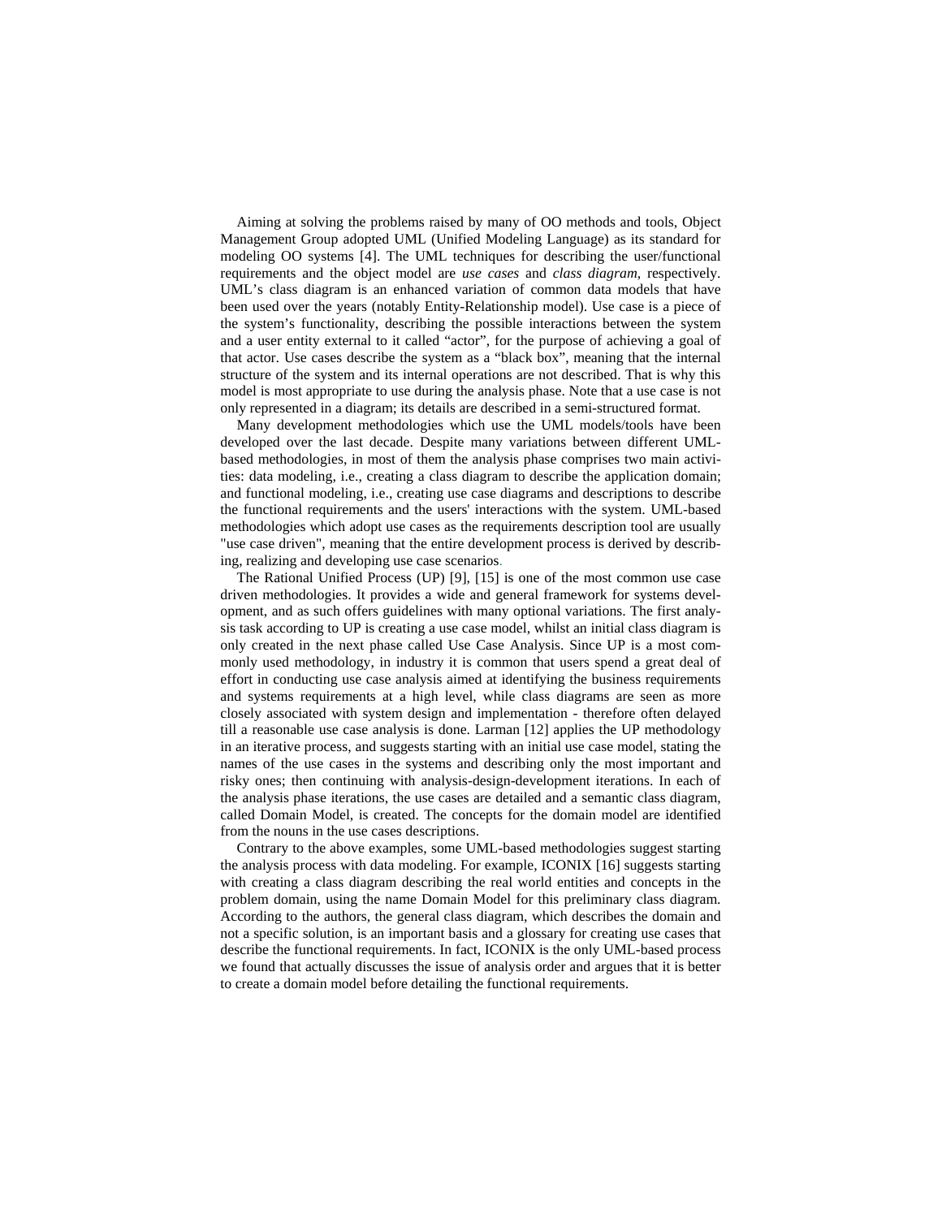Aiming at solving the problems raised by many of OO methods and tools, Object Management Group adopted UML (Unified Modeling Language) as its standard for modeling OO systems [4]. The UML techniques for describing the user/functional requirements and the object model are *use cases* and *class diagram*, respectively. UML's class diagram is an enhanced variation of common data models that have been used over the years (notably Entity-Relationship model). Use case is a piece of the system's functionality, describing the possible interactions between the system and a user entity external to it called "actor", for the purpose of achieving a goal of that actor. Use cases describe the system as a "black box", meaning that the internal structure of the system and its internal operations are not described. That is why this model is most appropriate to use during the analysis phase. Note that a use case is not only represented in a diagram; its details are described in a semi-structured format.

Many development methodologies which use the UML models/tools have been developed over the last decade. Despite many variations between different UML-based methodologies, in most of them the analysis phase comprises two main activities: data modeling, i.e., creating a class diagram to describe the application domain; and functional modeling, i.e., creating use case diagrams and descriptions to describe the functional requirements and the users' interactions with the system. UML-based methodologies which adopt use cases as the requirements description tool are usually "use case driven", meaning that the entire development process is derived by describing, realizing and developing use case scenarios.

The Rational Unified Process (UP) [9], [15] is one of the most common use case driven methodologies. It provides a wide and general framework for systems development, and as such offers guidelines with many optional variations. The first analysis task according to UP is creating a use case model, whilst an initial class diagram is only created in the next phase called Use Case Analysis. Since UP is a most commonly used methodology, in industry it is common that users spend a great deal of effort in conducting use case analysis aimed at identifying the business requirements and systems requirements at a high level, while class diagrams are seen as more closely associated with system design and implementation - therefore often delayed till a reasonable use case analysis is done. Larman [12] applies the UP methodology in an iterative process, and suggests starting with an initial use case model, stating the names of the use cases in the systems and describing only the most important and risky ones; then continuing with analysis-design-development iterations. In each of the analysis phase iterations, the use cases are detailed and a semantic class diagram, called Domain Model, is created. The concepts for the domain model are identified from the nouns in the use cases descriptions.

Contrary to the above examples, some UML-based methodologies suggest starting the analysis process with data modeling. For example, ICONIX [16] suggests starting with creating a class diagram describing the real world entities and concepts in the problem domain, using the name Domain Model for this preliminary class diagram. According to the authors, the general class diagram, which describes the domain and not a specific solution, is an important basis and a glossary for creating use cases that describe the functional requirements. In fact, ICONIX is the only UML-based process we found that actually discusses the issue of analysis order and argues that it is better to create a domain model before detailing the functional requirements.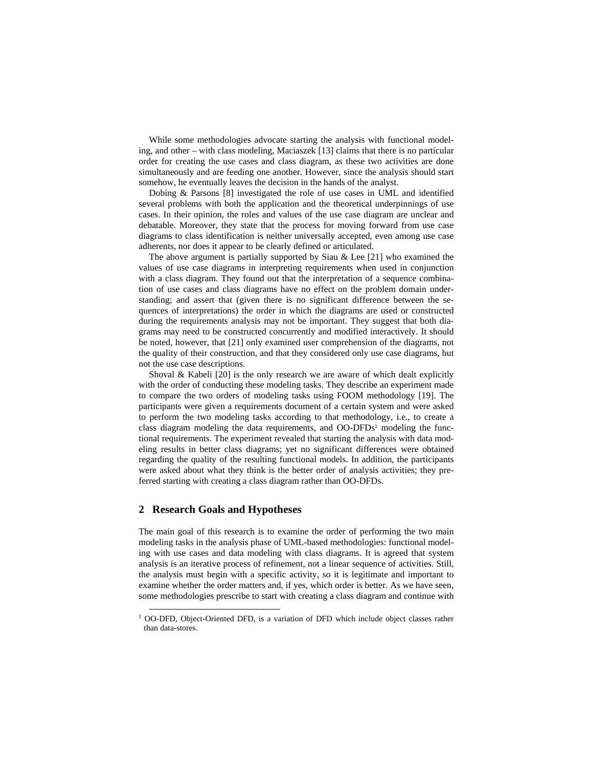While some methodologies advocate starting the analysis with functional modeling, and other – with class modeling, Maciaszek [13] claims that there is no particular order for creating the use cases and class diagram, as these two activities are done simultaneously and are feeding one another. However, since the analysis should start somehow, he eventually leaves the decision in the hands of the analyst.

Dobing & Parsons [8] investigated the role of use cases in UML and identified several problems with both the application and the theoretical underpinnings of use cases. In their opinion, the roles and values of the use case diagram are unclear and debatable. Moreover, they state that the process for moving forward from use case diagrams to class identification is neither universally accepted, even among use case adherents, nor does it appear to be clearly defined or articulated.

The above argument is partially supported by Siau & Lee [21] who examined the values of use case diagrams in interpreting requirements when used in conjunction with a class diagram. They found out that the interpretation of a sequence combination of use cases and class diagrams have no effect on the problem domain understanding; and assert that (given there is no significant difference between the sequences of interpretations) the order in which the diagrams are used or constructed during the requirements analysis may not be important. They suggest that both diagrams may need to be constructed concurrently and modified interactively. It should be noted, however, that [21] only examined user comprehension of the diagrams, not the quality of their construction, and that they considered only use case diagrams, but not the use case descriptions.

Shoval & Kabeli [20] is the only research we are aware of which dealt explicitly with the order of conducting these modeling tasks. They describe an experiment made to compare the two orders of modeling tasks using FOOM methodology [19]. The participants were given a requirements document of a certain system and were asked to perform the two modeling tasks according to that methodology, i.e., to create a class diagram modeling the data requirements, and OO-DFDs[1] modeling the functional requirements. The experiment revealed that starting the analysis with data modeling results in better class diagrams; yet no significant differences were obtained regarding the quality of the resulting functional models. In addition, the participants were asked about what they think is the better order of analysis activities; they preferred starting with creating a class diagram rather than OO-DFDs.

## 2 Research Goals and Hypotheses

The main goal of this research is to examine the order of performing the two main modeling tasks in the analysis phase of UML-based methodologies: functional modeling with use cases and data modeling with class diagrams. It is agreed that system analysis is an iterative process of refinement, not a linear sequence of activities. Still, the analysis must begin with a specific activity, so it is legitimate and important to examine whether the order matters and, if yes, which order is better. As we have seen, some methodologies prescribe to start with creating a class diagram and continue with

[1] OO-DFD, Object-Oriented DFD, is a variation of DFD which include object classes rather than data-stores.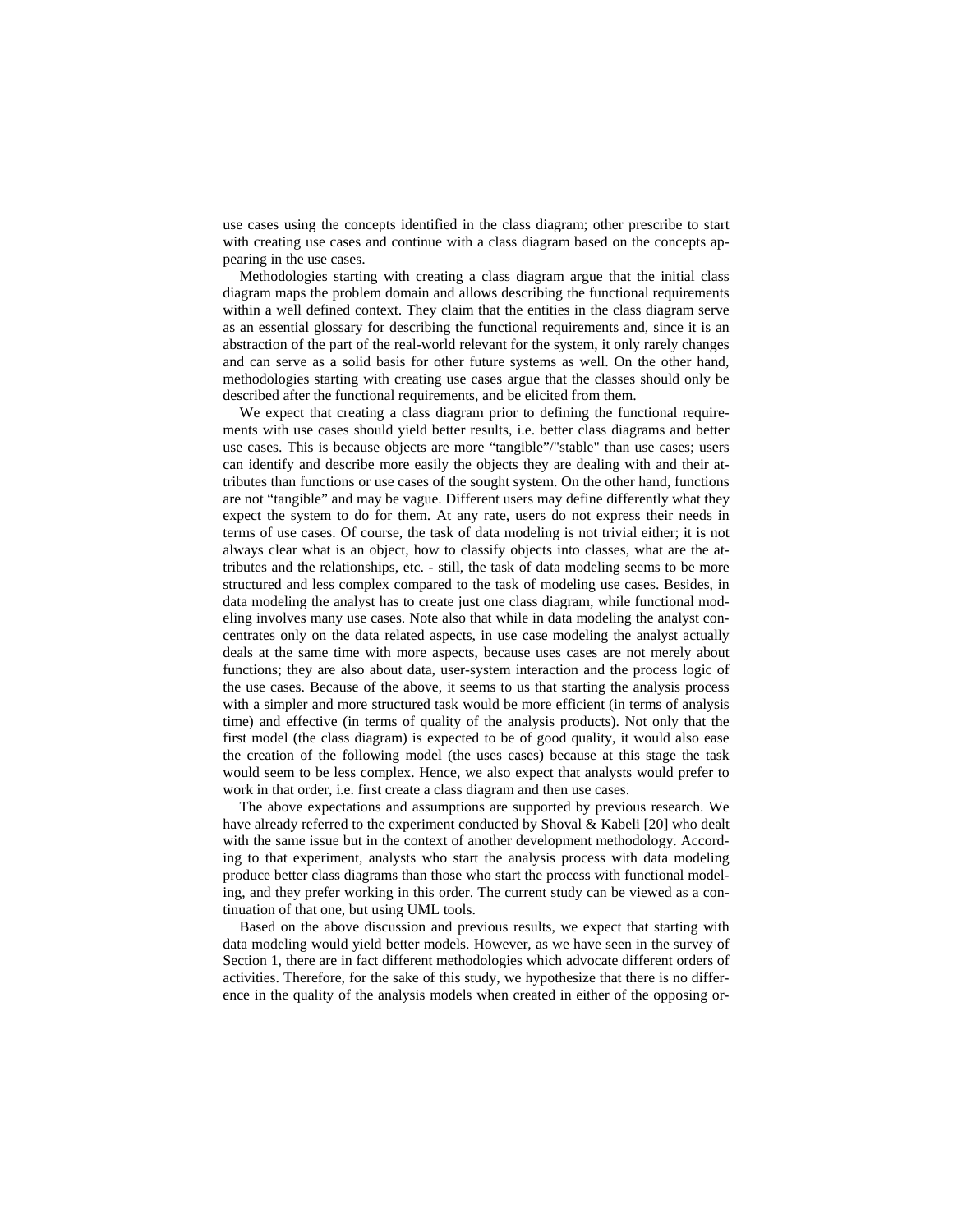use cases using the concepts identified in the class diagram; other prescribe to start with creating use cases and continue with a class diagram based on the concepts appearing in the use cases.

Methodologies starting with creating a class diagram argue that the initial class diagram maps the problem domain and allows describing the functional requirements within a well defined context. They claim that the entities in the class diagram serve as an essential glossary for describing the functional requirements and, since it is an abstraction of the part of the real-world relevant for the system, it only rarely changes and can serve as a solid basis for other future systems as well. On the other hand, methodologies starting with creating use cases argue that the classes should only be described after the functional requirements, and be elicited from them.

We expect that creating a class diagram prior to defining the functional requirements with use cases should yield better results, i.e. better class diagrams and better use cases. This is because objects are more "tangible"/"stable" than use cases; users can identify and describe more easily the objects they are dealing with and their attributes than functions or use cases of the sought system. On the other hand, functions are not "tangible" and may be vague. Different users may define differently what they expect the system to do for them. At any rate, users do not express their needs in terms of use cases. Of course, the task of data modeling is not trivial either; it is not always clear what is an object, how to classify objects into classes, what are the attributes and the relationships, etc. - still, the task of data modeling seems to be more structured and less complex compared to the task of modeling use cases. Besides, in data modeling the analyst has to create just one class diagram, while functional modeling involves many use cases. Note also that while in data modeling the analyst concentrates only on the data related aspects, in use case modeling the analyst actually deals at the same time with more aspects, because uses cases are not merely about functions; they are also about data, user-system interaction and the process logic of the use cases. Because of the above, it seems to us that starting the analysis process with a simpler and more structured task would be more efficient (in terms of analysis time) and effective (in terms of quality of the analysis products). Not only that the first model (the class diagram) is expected to be of good quality, it would also ease the creation of the following model (the uses cases) because at this stage the task would seem to be less complex. Hence, we also expect that analysts would prefer to work in that order, i.e. first create a class diagram and then use cases.

The above expectations and assumptions are supported by previous research. We have already referred to the experiment conducted by Shoval & Kabeli [20] who dealt with the same issue but in the context of another development methodology. According to that experiment, analysts who start the analysis process with data modeling produce better class diagrams than those who start the process with functional modeling, and they prefer working in this order. The current study can be viewed as a continuation of that one, but using UML tools.

Based on the above discussion and previous results, we expect that starting with data modeling would yield better models. However, as we have seen in the survey of Section 1, there are in fact different methodologies which advocate different orders of activities. Therefore, for the sake of this study, we hypothesize that there is no difference in the quality of the analysis models when created in either of the opposing or-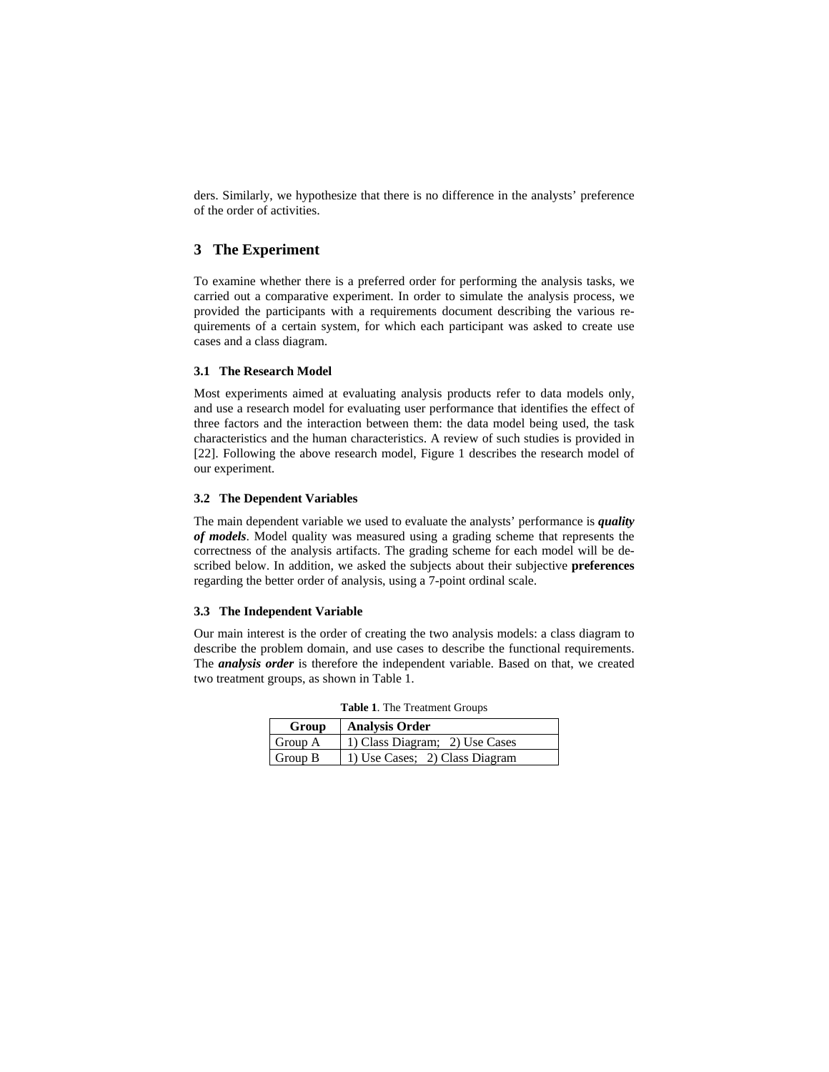ders. Similarly, we hypothesize that there is no difference in the analysts' preference of the order of activities.

## 3 The Experiment

To examine whether there is a preferred order for performing the analysis tasks, we carried out a comparative experiment. In order to simulate the analysis process, we provided the participants with a requirements document describing the various requirements of a certain system, for which each participant was asked to create use cases and a class diagram.

### 3.1 The Research Model

Most experiments aimed at evaluating analysis products refer to data models only, and use a research model for evaluating user performance that identifies the effect of three factors and the interaction between them: the data model being used, the task characteristics and the human characteristics. A review of such studies is provided in [22]. Following the above research model, Figure 1 describes the research model of our experiment.

### 3.2 The Dependent Variables

The main dependent variable we used to evaluate the analysts' performance is ***quality of models***. Model quality was measured using a grading scheme that represents the correctness of the analysis artifacts. The grading scheme for each model will be described below. In addition, we asked the subjects about their subjective **preferences** regarding the better order of analysis, using a 7-point ordinal scale.

### 3.3 The Independent Variable

Our main interest is the order of creating the two analysis models: a class diagram to describe the problem domain, and use cases to describe the functional requirements. The ***analysis order*** is therefore the independent variable. Based on that, we created two treatment groups, as shown in Table 1.

**Table 1**. The Treatment Groups

| Group | Analysis Order |
|---|---|
| Group A | 1) Class Diagram; 2) Use Cases |
| Group B | 1) Use Cases; 2) Class Diagram |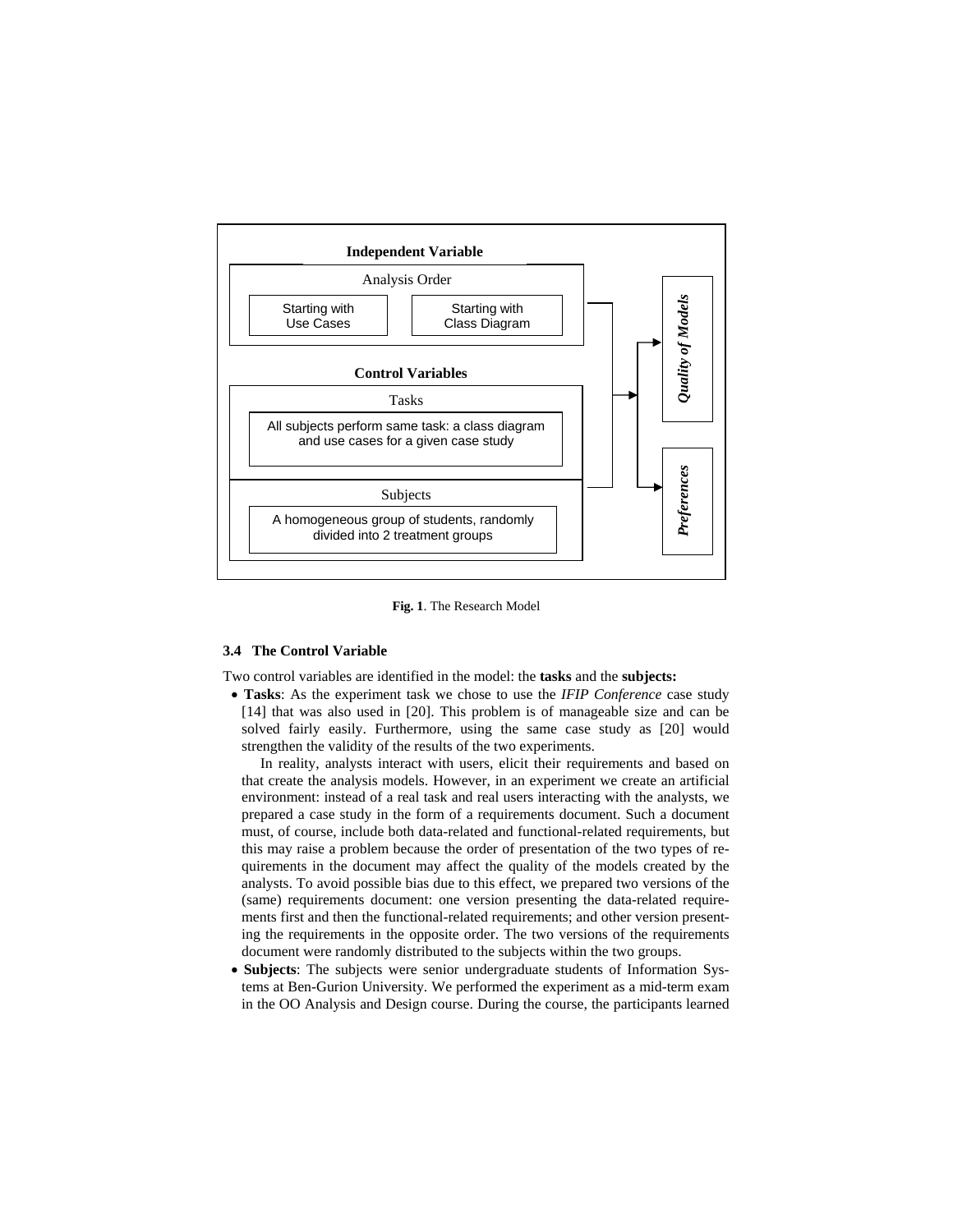**Independent Variable**

Analysis Order

- Starting with Use Cases
- Starting with Class Diagram

**Control Variables**

Tasks

- All subjects perform same task: a class diagram and use cases for a given case study

Subjects

- A homogeneous group of students, randomly divided into 2 treatment groups

***Quality of Models***

***Preferences***

**Fig. 1**. The Research Model

### 3.4 The Control Variable

Two control variables are identified in the model: the **tasks** and the **subjects:**

- **Tasks**: As the experiment task we chose to use the *IFIP Conference* case study [14] that was also used in [20]. This problem is of manageable size and can be solved fairly easily. Furthermore, using the same case study as [20] would strengthen the validity of the results of the two experiments.

  In reality, analysts interact with users, elicit their requirements and based on that create the analysis models. However, in an experiment we create an artificial environment: instead of a real task and real users interacting with the analysts, we prepared a case study in the form of a requirements document. Such a document must, of course, include both data-related and functional-related requirements, but this may raise a problem because the order of presentation of the two types of requirements in the document may affect the quality of the models created by the analysts. To avoid possible bias due to this effect, we prepared two versions of the (same) requirements document: one version presenting the data-related requirements first and then the functional-related requirements; and other version presenting the requirements in the opposite order. The two versions of the requirements document were randomly distributed to the subjects within the two groups.

- **Subjects**: The subjects were senior undergraduate students of Information Systems at Ben-Gurion University. We performed the experiment as a mid-term exam in the OO Analysis and Design course. During the course, the participants learned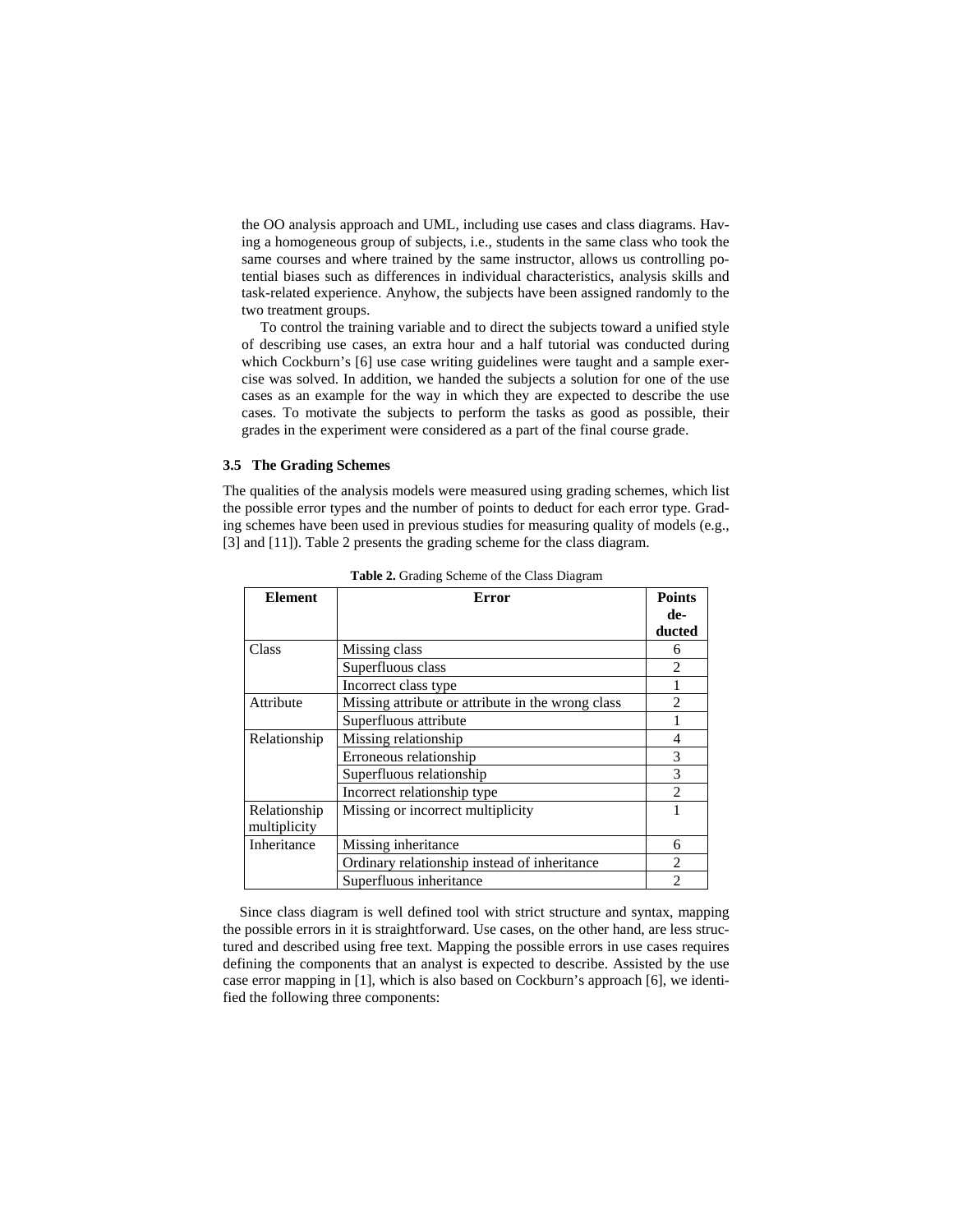the OO analysis approach and UML, including use cases and class diagrams. Having a homogeneous group of subjects, i.e., students in the same class who took the same courses and where trained by the same instructor, allows us controlling potential biases such as differences in individual characteristics, analysis skills and task-related experience. Anyhow, the subjects have been assigned randomly to the two treatment groups.

To control the training variable and to direct the subjects toward a unified style of describing use cases, an extra hour and a half tutorial was conducted during which Cockburn's [6] use case writing guidelines were taught and a sample exercise was solved. In addition, we handed the subjects a solution for one of the use cases as an example for the way in which they are expected to describe the use cases. To motivate the subjects to perform the tasks as good as possible, their grades in the experiment were considered as a part of the final course grade.

### 3.5 The Grading Schemes

The qualities of the analysis models were measured using grading schemes, which list the possible error types and the number of points to deduct for each error type. Grading schemes have been used in previous studies for measuring quality of models (e.g., [3] and [11]). Table 2 presents the grading scheme for the class diagram.

**Table 2.** Grading Scheme of the Class Diagram

| Element | Error | Points deducted |
|---|---|---|
| Class | Missing class | 6 |
| | Superfluous class | 2 |
| | Incorrect class type | 1 |
| Attribute | Missing attribute or attribute in the wrong class | 2 |
| | Superfluous attribute | 1 |
| Relationship | Missing relationship | 4 |
| | Erroneous relationship | 3 |
| | Superfluous relationship | 3 |
| | Incorrect relationship type | 2 |
| Relationship multiplicity | Missing or incorrect multiplicity | 1 |
| Inheritance | Missing inheritance | 6 |
| | Ordinary relationship instead of inheritance | 2 |
| | Superfluous inheritance | 2 |

Since class diagram is well defined tool with strict structure and syntax, mapping the possible errors in it is straightforward. Use cases, on the other hand, are less structured and described using free text. Mapping the possible errors in use cases requires defining the components that an analyst is expected to describe. Assisted by the use case error mapping in [1], which is also based on Cockburn's approach [6], we identified the following three components: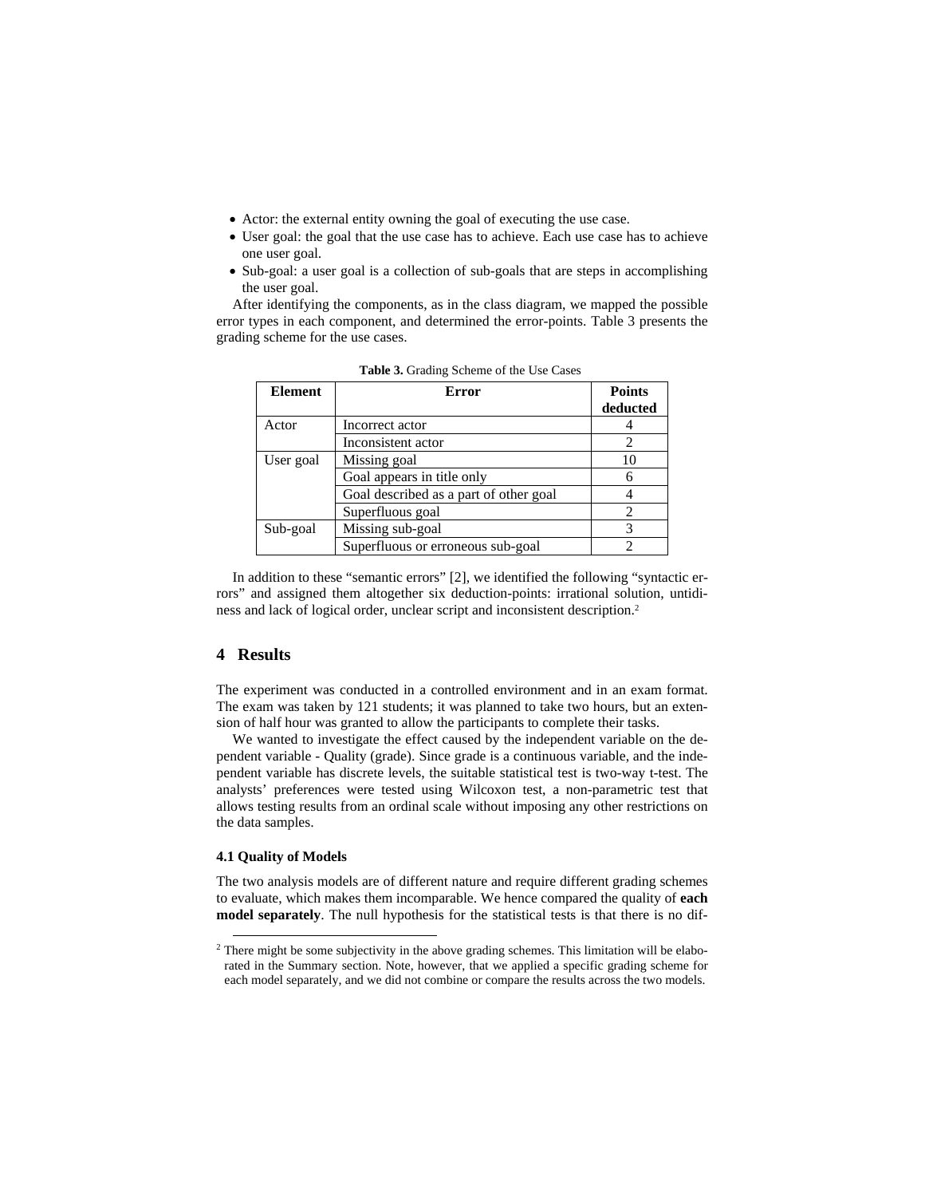- Actor: the external entity owning the goal of executing the use case.
- User goal: the goal that the use case has to achieve. Each use case has to achieve one user goal.
- Sub-goal: a user goal is a collection of sub-goals that are steps in accomplishing the user goal.

After identifying the components, as in the class diagram, we mapped the possible error types in each component, and determined the error-points. Table 3 presents the grading scheme for the use cases.

**Table 3.** Grading Scheme of the Use Cases

| Element | Error | Points deducted |
| --- | --- | --- |
| Actor | Incorrect actor | 4 |
| | Inconsistent actor | 2 |
| User goal | Missing goal | 10 |
| | Goal appears in title only | 6 |
| | Goal described as a part of other goal | 4 |
| | Superfluous goal | 2 |
| Sub-goal | Missing sub-goal | 3 |
| | Superfluous or erroneous sub-goal | 2 |

In addition to these "semantic errors" [2], we identified the following "syntactic errors" and assigned them altogether six deduction-points: irrational solution, untidiness and lack of logical order, unclear script and inconsistent description.[2]

# 4 Results

The experiment was conducted in a controlled environment and in an exam format. The exam was taken by 121 students; it was planned to take two hours, but an extension of half hour was granted to allow the participants to complete their tasks.

We wanted to investigate the effect caused by the independent variable on the dependent variable - Quality (grade). Since grade is a continuous variable, and the independent variable has discrete levels, the suitable statistical test is two-way t-test. The analysts' preferences were tested using Wilcoxon test, a non-parametric test that allows testing results from an ordinal scale without imposing any other restrictions on the data samples.

### 4.1 Quality of Models

The two analysis models are of different nature and require different grading schemes to evaluate, which makes them incomparable. We hence compared the quality of **each model separately**. The null hypothesis for the statistical tests is that there is no dif-

[2] There might be some subjectivity in the above grading schemes. This limitation will be elaborated in the Summary section. Note, however, that we applied a specific grading scheme for each model separately, and we did not combine or compare the results across the two models.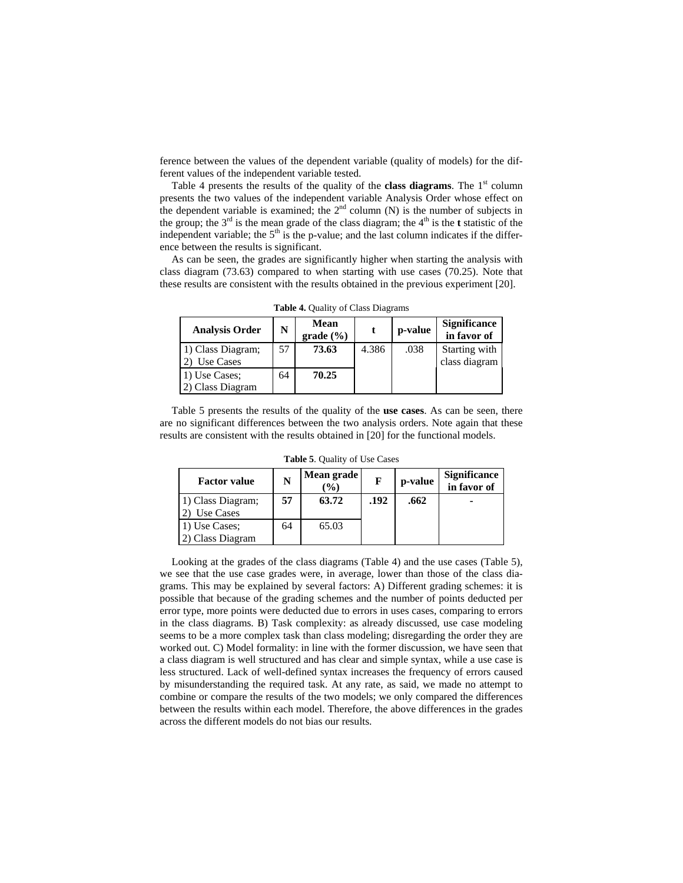ference between the values of the dependent variable (quality of models) for the different values of the independent variable tested.

Table 4 presents the results of the quality of the **class diagrams**. The 1st column presents the two values of the independent variable Analysis Order whose effect on the dependent variable is examined; the 2nd column (N) is the number of subjects in the group; the 3rd is the mean grade of the class diagram; the 4th is the **t** statistic of the independent variable; the 5th is the p-value; and the last column indicates if the difference between the results is significant.

As can be seen, the grades are significantly higher when starting the analysis with class diagram (73.63) compared to when starting with use cases (70.25). Note that these results are consistent with the results obtained in the previous experiment [20].

**Table 4.** Quality of Class Diagrams

| Analysis Order | N | Mean grade (%) | t | p-value | Significance in favor of |
|---|---|---|---|---|---|
| 1) Class Diagram; 2) Use Cases | 57 | **73.63** | 4.386 | .038 | Starting with class diagram |
| 1) Use Cases; 2) Class Diagram | 64 | **70.25** | | | |

Table 5 presents the results of the quality of the **use cases**. As can be seen, there are no significant differences between the two analysis orders. Note again that these results are consistent with the results obtained in [20] for the functional models.

**Table 5**. Quality of Use Cases

| Factor value | N | Mean grade (%) | F | p-value | Significance in favor of |
|---|---|---|---|---|---|
| 1) Class Diagram; 2) Use Cases | **57** | **63.72** | **.192** | **.662** | **-** |
| 1) Use Cases; 2) Class Diagram | 64 | 65.03 | | | |

Looking at the grades of the class diagrams (Table 4) and the use cases (Table 5), we see that the use case grades were, in average, lower than those of the class diagrams. This may be explained by several factors: A) Different grading schemes: it is possible that because of the grading schemes and the number of points deducted per error type, more points were deducted due to errors in uses cases, comparing to errors in the class diagrams. B) Task complexity: as already discussed, use case modeling seems to be a more complex task than class modeling; disregarding the order they are worked out. C) Model formality: in line with the former discussion, we have seen that a class diagram is well structured and has clear and simple syntax, while a use case is less structured. Lack of well-defined syntax increases the frequency of errors caused by misunderstanding the required task. At any rate, as said, we made no attempt to combine or compare the results of the two models; we only compared the differences between the results within each model. Therefore, the above differences in the grades across the different models do not bias our results.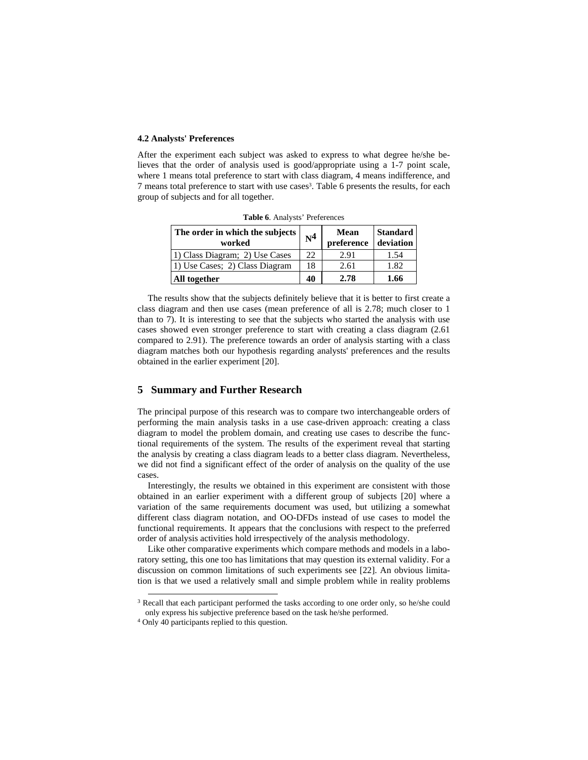### 4.2 Analysts' Preferences

After the experiment each subject was asked to express to what degree he/she believes that the order of analysis used is good/appropriate using a 1-7 point scale, where 1 means total preference to start with class diagram, 4 means indifference, and 7 means total preference to start with use cases[3]. Table 6 presents the results, for each group of subjects and for all together.

**Table 6**. Analysts' Preferences

| The order in which the subjects worked | N[4] | Mean preference | Standard deviation |
|---|---|---|---|
| 1) Class Diagram; 2) Use Cases | 22 | 2.91 | 1.54 |
| 1) Use Cases; 2) Class Diagram | 18 | 2.61 | 1.82 |
| **All together** | **40** | **2.78** | **1.66** |

The results show that the subjects definitely believe that it is better to first create a class diagram and then use cases (mean preference of all is 2.78; much closer to 1 than to 7). It is interesting to see that the subjects who started the analysis with use cases showed even stronger preference to start with creating a class diagram (2.61 compared to 2.91). The preference towards an order of analysis starting with a class diagram matches both our hypothesis regarding analysts' preferences and the results obtained in the earlier experiment [20].

## 5 Summary and Further Research

The principal purpose of this research was to compare two interchangeable orders of performing the main analysis tasks in a use case-driven approach: creating a class diagram to model the problem domain, and creating use cases to describe the functional requirements of the system. The results of the experiment reveal that starting the analysis by creating a class diagram leads to a better class diagram. Nevertheless, we did not find a significant effect of the order of analysis on the quality of the use cases.

Interestingly, the results we obtained in this experiment are consistent with those obtained in an earlier experiment with a different group of subjects [20] where a variation of the same requirements document was used, but utilizing a somewhat different class diagram notation, and OO-DFDs instead of use cases to model the functional requirements. It appears that the conclusions with respect to the preferred order of analysis activities hold irrespectively of the analysis methodology.

Like other comparative experiments which compare methods and models in a laboratory setting, this one too has limitations that may question its external validity. For a discussion on common limitations of such experiments see [22]. An obvious limitation is that we used a relatively small and simple problem while in reality problems

---

[3] Recall that each participant performed the tasks according to one order only, so he/she could only express his subjective preference based on the task he/she performed.

[4] Only 40 participants replied to this question.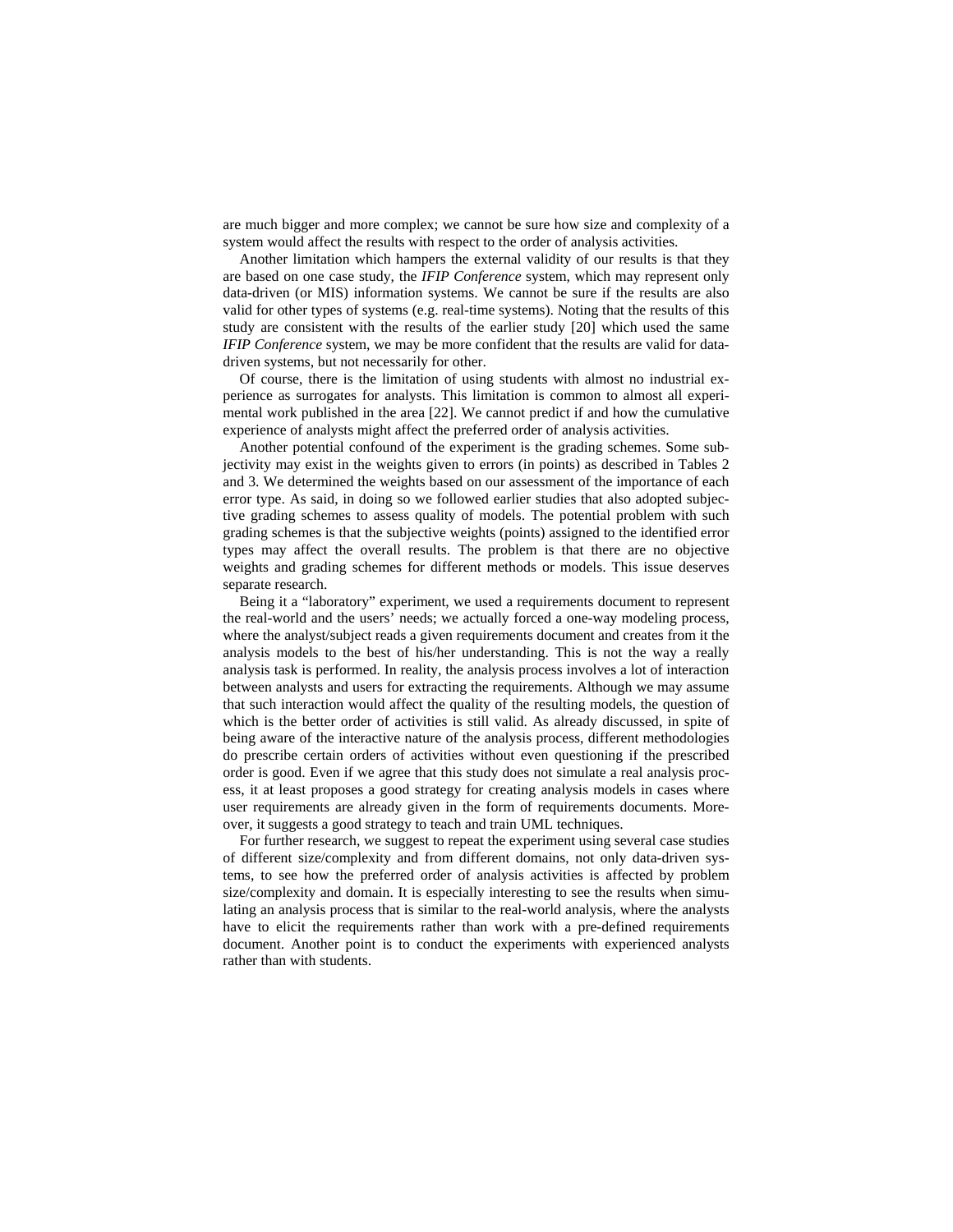are much bigger and more complex; we cannot be sure how size and complexity of a system would affect the results with respect to the order of analysis activities.

Another limitation which hampers the external validity of our results is that they are based on one case study, the *IFIP Conference* system, which may represent only data-driven (or MIS) information systems. We cannot be sure if the results are also valid for other types of systems (e.g. real-time systems). Noting that the results of this study are consistent with the results of the earlier study [20] which used the same *IFIP Conference* system, we may be more confident that the results are valid for data-driven systems, but not necessarily for other.

Of course, there is the limitation of using students with almost no industrial experience as surrogates for analysts. This limitation is common to almost all experimental work published in the area [22]. We cannot predict if and how the cumulative experience of analysts might affect the preferred order of analysis activities.

Another potential confound of the experiment is the grading schemes. Some subjectivity may exist in the weights given to errors (in points) as described in Tables 2 and 3. We determined the weights based on our assessment of the importance of each error type. As said, in doing so we followed earlier studies that also adopted subjective grading schemes to assess quality of models. The potential problem with such grading schemes is that the subjective weights (points) assigned to the identified error types may affect the overall results. The problem is that there are no objective weights and grading schemes for different methods or models. This issue deserves separate research.

Being it a "laboratory" experiment, we used a requirements document to represent the real-world and the users' needs; we actually forced a one-way modeling process, where the analyst/subject reads a given requirements document and creates from it the analysis models to the best of his/her understanding. This is not the way a really analysis task is performed. In reality, the analysis process involves a lot of interaction between analysts and users for extracting the requirements. Although we may assume that such interaction would affect the quality of the resulting models, the question of which is the better order of activities is still valid. As already discussed, in spite of being aware of the interactive nature of the analysis process, different methodologies do prescribe certain orders of activities without even questioning if the prescribed order is good. Even if we agree that this study does not simulate a real analysis process, it at least proposes a good strategy for creating analysis models in cases where user requirements are already given in the form of requirements documents. Moreover, it suggests a good strategy to teach and train UML techniques.

For further research, we suggest to repeat the experiment using several case studies of different size/complexity and from different domains, not only data-driven systems, to see how the preferred order of analysis activities is affected by problem size/complexity and domain. It is especially interesting to see the results when simulating an analysis process that is similar to the real-world analysis, where the analysts have to elicit the requirements rather than work with a pre-defined requirements document. Another point is to conduct the experiments with experienced analysts rather than with students.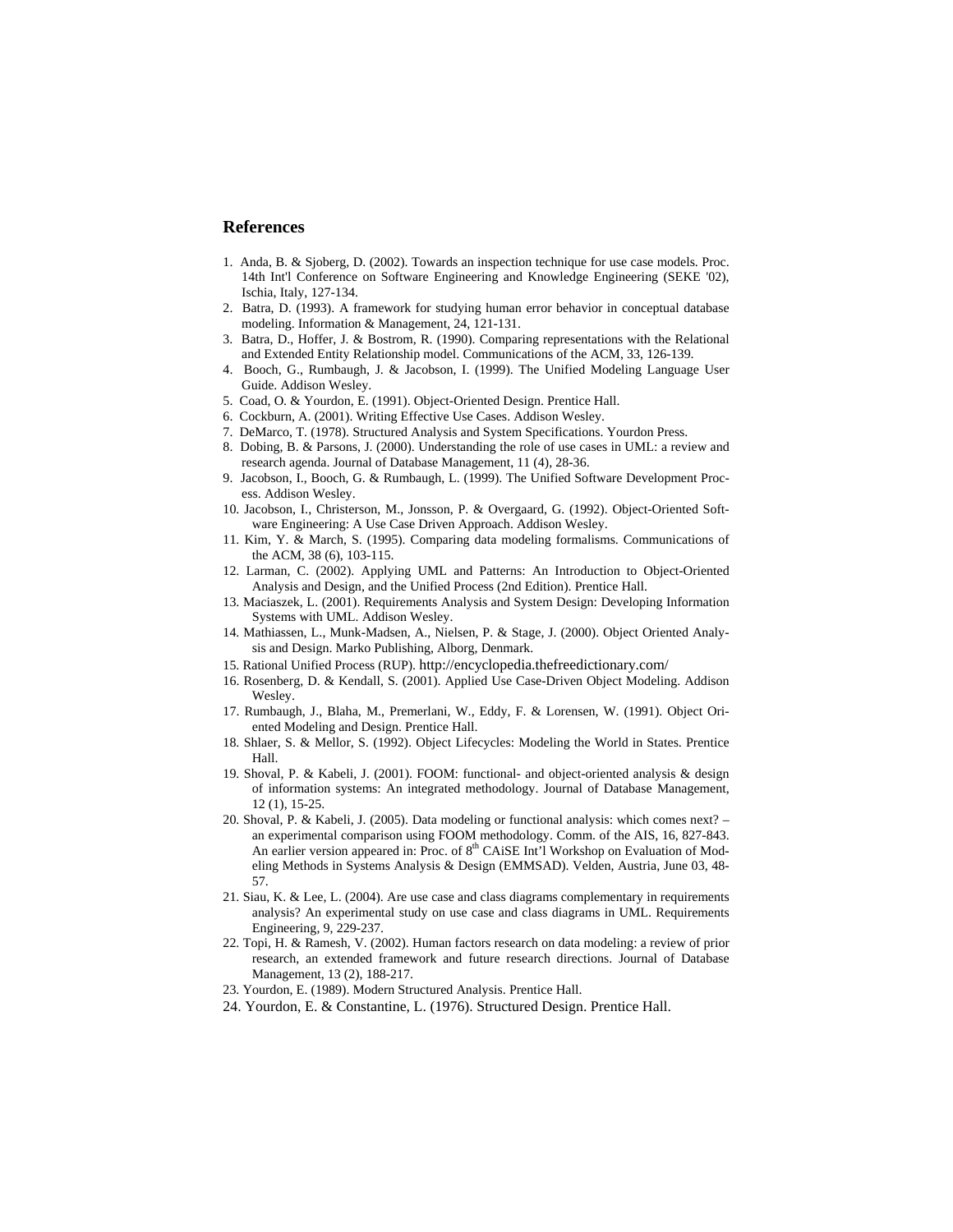## References

1. Anda, B. & Sjoberg, D. (2002). Towards an inspection technique for use case models. Proc. 14th Int'l Conference on Software Engineering and Knowledge Engineering (SEKE '02), Ischia, Italy, 127-134.
2. Batra, D. (1993). A framework for studying human error behavior in conceptual database modeling. Information & Management, 24, 121-131.
3. Batra, D., Hoffer, J. & Bostrom, R. (1990). Comparing representations with the Relational and Extended Entity Relationship model. Communications of the ACM, 33, 126-139.
4. Booch, G., Rumbaugh, J. & Jacobson, I. (1999). The Unified Modeling Language User Guide. Addison Wesley.
5. Coad, O. & Yourdon, E. (1991). Object-Oriented Design. Prentice Hall.
6. Cockburn, A. (2001). Writing Effective Use Cases. Addison Wesley.
7. DeMarco, T. (1978). Structured Analysis and System Specifications. Yourdon Press.
8. Dobing, B. & Parsons, J. (2000). Understanding the role of use cases in UML: a review and research agenda. Journal of Database Management, 11 (4), 28-36.
9. Jacobson, I., Booch, G. & Rumbaugh, L. (1999). The Unified Software Development Process. Addison Wesley.
10. Jacobson, I., Christerson, M., Jonsson, P. & Overgaard, G. (1992). Object-Oriented Software Engineering: A Use Case Driven Approach. Addison Wesley.
11. Kim, Y. & March, S. (1995). Comparing data modeling formalisms. Communications of the ACM, 38 (6), 103-115.
12. Larman, C. (2002). Applying UML and Patterns: An Introduction to Object-Oriented Analysis and Design, and the Unified Process (2nd Edition). Prentice Hall.
13. Maciaszek, L. (2001). Requirements Analysis and System Design: Developing Information Systems with UML. Addison Wesley.
14. Mathiassen, L., Munk-Madsen, A., Nielsen, P. & Stage, J. (2000). Object Oriented Analysis and Design. Marko Publishing, Alborg, Denmark.
15. Rational Unified Process (RUP). http://encyclopedia.thefreedictionary.com/
16. Rosenberg, D. & Kendall, S. (2001). Applied Use Case-Driven Object Modeling. Addison Wesley.
17. Rumbaugh, J., Blaha, M., Premerlani, W., Eddy, F. & Lorensen, W. (1991). Object Oriented Modeling and Design. Prentice Hall.
18. Shlaer, S. & Mellor, S. (1992). Object Lifecycles: Modeling the World in States. Prentice Hall.
19. Shoval, P. & Kabeli, J. (2001). FOOM: functional- and object-oriented analysis & design of information systems: An integrated methodology. Journal of Database Management, 12 (1), 15-25.
20. Shoval, P. & Kabeli, J. (2005). Data modeling or functional analysis: which comes next? – an experimental comparison using FOOM methodology. Comm. of the AIS, 16, 827-843. An earlier version appeared in: Proc. of 8th CAiSE Int'l Workshop on Evaluation of Modeling Methods in Systems Analysis & Design (EMMSAD). Velden, Austria, June 03, 48-57.
21. Siau, K. & Lee, L. (2004). Are use case and class diagrams complementary in requirements analysis? An experimental study on use case and class diagrams in UML. Requirements Engineering, 9, 229-237.
22. Topi, H. & Ramesh, V. (2002). Human factors research on data modeling: a review of prior research, an extended framework and future research directions. Journal of Database Management, 13 (2), 188-217.
23. Yourdon, E. (1989). Modern Structured Analysis. Prentice Hall.
24. Yourdon, E. & Constantine, L. (1976). Structured Design. Prentice Hall.